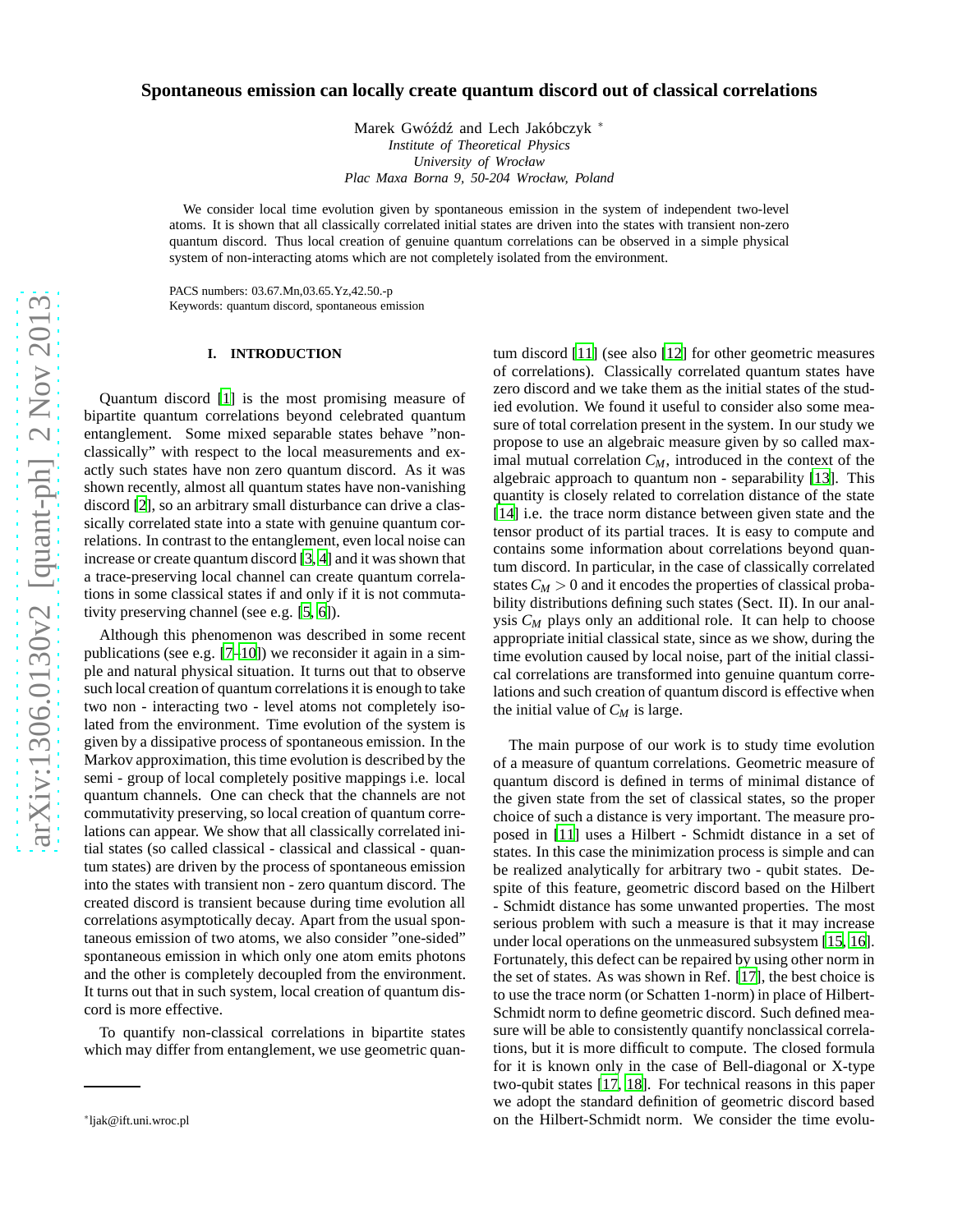# Spontaneous emission can locally create quantum discord out of classical correlations

Marek Gwóźdź and Lech Jakóbczyk [*]

*Institute of Theoretical Physics*
*University of Wrocław*
*Plac Maxa Borna 9, 50-204 Wrocław, Poland*

We consider local time evolution given by spontaneous emission in the system of independent two-level atoms. It is shown that all classically correlated initial states are driven into the states with transient non-zero quantum discord. Thus local creation of genuine quantum correlations can be observed in a simple physical system of non-interacting atoms which are not completely isolated from the environment.

PACS numbers: 03.67.Mn,03.65.Yz,42.50.-p
Keywords: quantum discord, spontaneous emission

## I. INTRODUCTION

Quantum discord [1] is the most promising measure of bipartite quantum correlations beyond celebrated quantum entanglement. Some mixed separable states behave "non-classically" with respect to the local measurements and exactly such states have non zero quantum discord. As it was shown recently, almost all quantum states have non-vanishing discord [2], so an arbitrary small disturbance can drive a classically correlated state into a state with genuine quantum correlations. In contrast to the entanglement, even local noise can increase or create quantum discord [3, 4] and it was shown that a trace-preserving local channel can create quantum correlations in some classical states if and only if it is not commutativity preserving channel (see e.g. [5, 6]).

Although this phenomenon was described in some recent publications (see e.g. [7–10]) we reconsider it again in a simple and natural physical situation. It turns out that to observe such local creation of quantum correlations it is enough to take two non - interacting two - level atoms not completely isolated from the environment. Time evolution of the system is given by a dissipative process of spontaneous emission. In the Markov approximation, this time evolution is described by the semi - group of local completely positive mappings i.e. local quantum channels. One can check that the channels are not commutativity preserving, so local creation of quantum correlations can appear. We show that all classically correlated initial states (so called classical - classical and classical - quantum states) are driven by the process of spontaneous emission into the states with transient non - zero quantum discord. The created discord is transient because during time evolution all correlations asymptotically decay. Apart from the usual spontaneous emission of two atoms, we also consider "one-sided" spontaneous emission in which only one atom emits photons and the other is completely decoupled from the environment. It turns out that in such system, local creation of quantum discord is more effective.

To quantify non-classical correlations in bipartite states which may differ from entanglement, we use geometric quantum discord [11] (see also [12] for other geometric measures of correlations). Classically correlated quantum states have zero discord and we take them as the initial states of the studied evolution. We found it useful to consider also some measure of total correlation present in the system. In our study we propose to use an algebraic measure given by so called maximal mutual correlation $C_M$, introduced in the context of the algebraic approach to quantum non - separability [13]. This quantity is closely related to correlation distance of the state [14] i.e. the trace norm distance between given state and the tensor product of its partial traces. It is easy to compute and contains some information about correlations beyond quantum discord. In particular, in the case of classically correlated states $C_M > 0$ and it encodes the properties of classical probability distributions defining such states (Sect. II). In our analysis $C_M$ plays only an additional role. It can help to choose appropriate initial classical state, since as we show, during the time evolution caused by local noise, part of the initial classical correlations are transformed into genuine quantum correlations and such creation of quantum discord is effective when the initial value of $C_M$ is large.

The main purpose of our work is to study time evolution of a measure of quantum correlations. Geometric measure of quantum discord is defined in terms of minimal distance of the given state from the set of classical states, so the proper choice of such a distance is very important. The measure proposed in [11] uses a Hilbert - Schmidt distance in a set of states. In this case the minimization process is simple and can be realized analytically for arbitrary two - qubit states. Despite of this feature, geometric discord based on the Hilbert - Schmidt distance has some unwanted properties. The most serious problem with such a measure is that it may increase under local operations on the unmeasured subsystem [15, 16]. Fortunately, this defect can be repaired by using other norm in the set of states. As was shown in Ref. [17], the best choice is to use the trace norm (or Schatten 1-norm) in place of Hilbert-Schmidt norm to define geometric discord. Such defined measure will be able to consistently quantify nonclassical correlations, but it is more difficult to compute. The closed formula for it is known only in the case of Bell-diagonal or X-type two-qubit states [17, 18]. For technical reasons in this paper we adopt the standard definition of geometric discord based on the Hilbert-Schmidt norm. We consider the time evolu-

[*] ljak@ift.uni.wroc.pl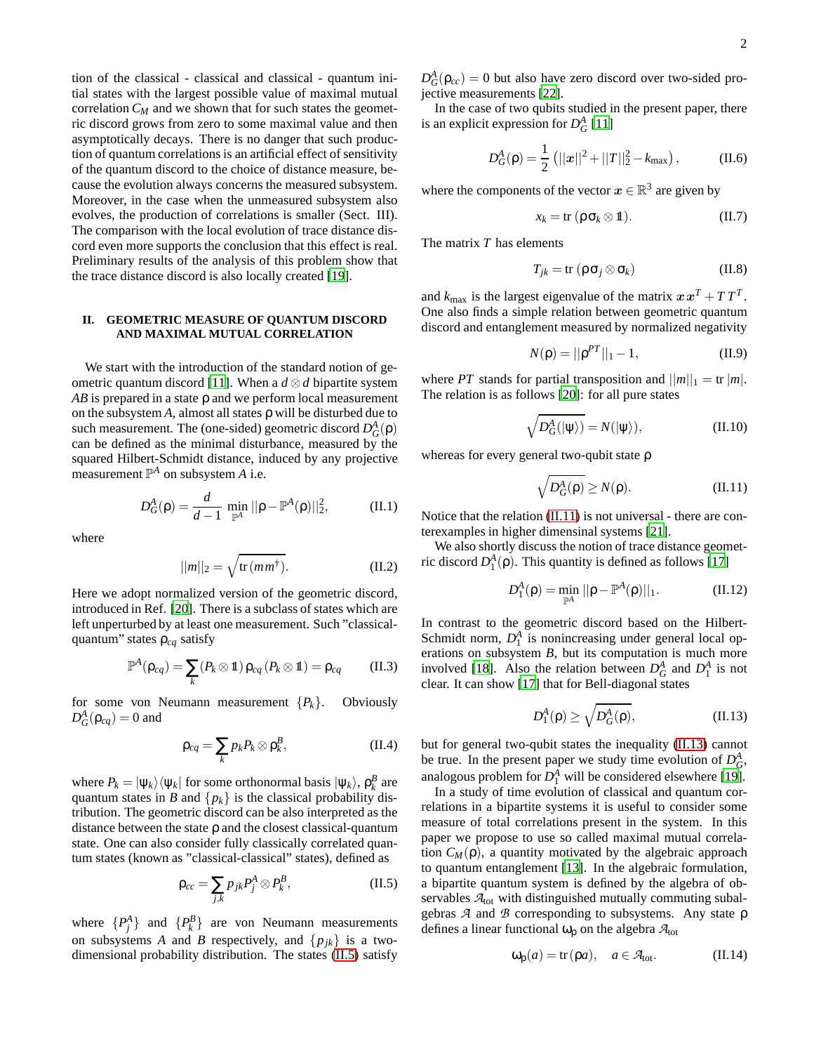tion of the classical - classical and classical - quantum initial states with the largest possible value of maximal mutual correlation $C_M$ and we shown that for such states the geometric discord grows from zero to some maximal value and then asymptotically decays. There is no danger that such production of quantum correlations is an artificial effect of sensitivity of the quantum discord to the choice of distance measure, because the evolution always concerns the measured subsystem. Moreover, in the case when the unmeasured subsystem also evolves, the production of correlations is smaller (Sect. III). The comparison with the local evolution of trace distance discord even more supports the conclusion that this effect is real. Preliminary results of the analysis of this problem show that the trace distance discord is also locally created [19].

## II. GEOMETRIC MEASURE OF QUANTUM DISCORD AND MAXIMAL MUTUAL CORRELATION

We start with the introduction of the standard notion of geometric quantum discord [11]. When a $d \otimes d$ bipartite system $AB$ is prepared in a state $\rho$ and we perform local measurement on the subsystem $A$, almost all states $\rho$ will be disturbed due to such measurement. The (one-sided) geometric discord $D_G^A(\rho)$ can be defined as the minimal disturbance, measured by the squared Hilbert-Schmidt distance, induced by any projective measurement $\mathbb{P}^A$ on subsystem $A$ i.e.

$$D_G^A(\rho) = \frac{d}{d-1} \min_{\mathbb{P}^A} ||\rho - \mathbb{P}^A(\rho)||_2^2, \tag{II.1}$$

where

$$||m||_2 = \sqrt{\mathrm{tr}\,(m m^\dagger)}. \tag{II.2}$$

Here we adopt normalized version of the geometric discord, introduced in Ref. [20]. There is a subclass of states which are left unperturbed by at least one measurement. Such "classical-quantum" states $\rho_{cq}$ satisfy

$$\mathbb{P}^A(\rho_{cq}) = \sum_k (P_k \otimes \mathbb{1})\, \rho_{cq}\, (P_k \otimes \mathbb{1}) = \rho_{cq} \tag{II.3}$$

for some von Neumann measurement $\{P_k\}$. Obviously $D_G^A(\rho_{cq}) = 0$ and

$$\rho_{cq} = \sum_k p_k P_k \otimes \rho_k^B, \tag{II.4}$$

where $P_k = |\psi_k\rangle\langle\psi_k|$ for some orthonormal basis $|\psi_k\rangle$, $\rho_k^B$ are quantum states in $B$ and $\{p_k\}$ is the classical probability distribution. The geometric discord can be also interpreted as the distance between the state $\rho$ and the closest classical-quantum state. One can also consider fully classically correlated quantum states (known as "classical-classical" states), defined as

$$\rho_{cc} = \sum_{j,k} p_{jk} P_j^A \otimes P_k^B, \tag{II.5}$$

where $\{P_j^A\}$ and $\{P_k^B\}$ are von Neumann measurements on subsystems $A$ and $B$ respectively, and $\{p_{jk}\}$ is a two-dimensional probability distribution. The states (II.5) satisfy $D_G^A(\rho_{cc}) = 0$ but also have zero discord over two-sided projective measurements [22].

In the case of two qubits studied in the present paper, there is an explicit expression for $D_G^A$ [11]

$$D_G^A(\rho) = \frac{1}{2}\left(||\boldsymbol{x}||^2 + ||T||_2^2 - k_{\max}\right), \tag{II.6}$$

where the components of the vector $\boldsymbol{x} \in \mathbb{R}^3$ are given by

$$x_k = \mathrm{tr}\,(\rho\, \sigma_k \otimes \mathbb{1}). \tag{II.7}$$

The matrix $T$ has elements

$$T_{jk} = \mathrm{tr}\,(\rho\, \sigma_j \otimes \sigma_k) \tag{II.8}$$

and $k_{\max}$ is the largest eigenvalue of the matrix $\boldsymbol{x}\,\boldsymbol{x}^T + T\,T^T$. One also finds a simple relation between geometric quantum discord and entanglement measured by normalized negativity

$$N(\rho) = ||\rho^{PT}||_1 - 1, \tag{II.9}$$

where $PT$ stands for partial transposition and $||m||_1 = \mathrm{tr}\,|m|$. The relation is as follows [20]: for all pure states

$$\sqrt{D_G^A(|\psi\rangle)} = N(|\psi\rangle), \tag{II.10}$$

whereas for every general two-qubit state $\rho$

$$\sqrt{D_G^A(\rho)} \geq N(\rho). \tag{II.11}$$

Notice that the relation (II.11) is not universal - there are counterexamples in higher dimensional systems [21].

We also shortly discuss the notion of trace distance geometric discord $D_1^A(\rho)$. This quantity is defined as follows [17]

$$D_1^A(\rho) = \min_{\mathbb{P}^A} ||\rho - \mathbb{P}^A(\rho)||_1. \tag{II.12}$$

In contrast to the geometric discord based on the Hilbert-Schmidt norm, $D_1^A$ is nonincreasing under general local operations on subsystem $B$, but its computation is much more involved [18]. Also the relation between $D_G^A$ and $D_1^A$ is not clear. It can show [17] that for Bell-diagonal states

$$D_1^A(\rho) \geq \sqrt{D_G^A(\rho)}, \tag{II.13}$$

but for general two-qubit states the inequality (II.13) cannot be true. In the present paper we study time evolution of $D_G^A$, analogous problem for $D_1^A$ will be considered elsewhere [19].

In a study of time evolution of classical and quantum correlations in a bipartite systems it is useful to consider some measure of total correlations present in the system. In this paper we propose to use so called maximal mutual correlation $C_M(\rho)$, a quantity motivated by the algebraic approach to quantum entanglement [13]. In the algebraic formulation, a bipartite quantum system is defined by the algebra of observables $\mathcal{A}_{\mathrm{tot}}$ with distinguished mutually commuting subalgebras $\mathcal{A}$ and $\mathcal{B}$ corresponding to subsystems. Any state $\rho$ defines a linear functional $\omega_\rho$ on the algebra $\mathcal{A}_{\mathrm{tot}}$

$$\omega_\rho(a) = \mathrm{tr}\,(\rho a), \quad a \in \mathcal{A}_{\mathrm{tot}}. \tag{II.14}$$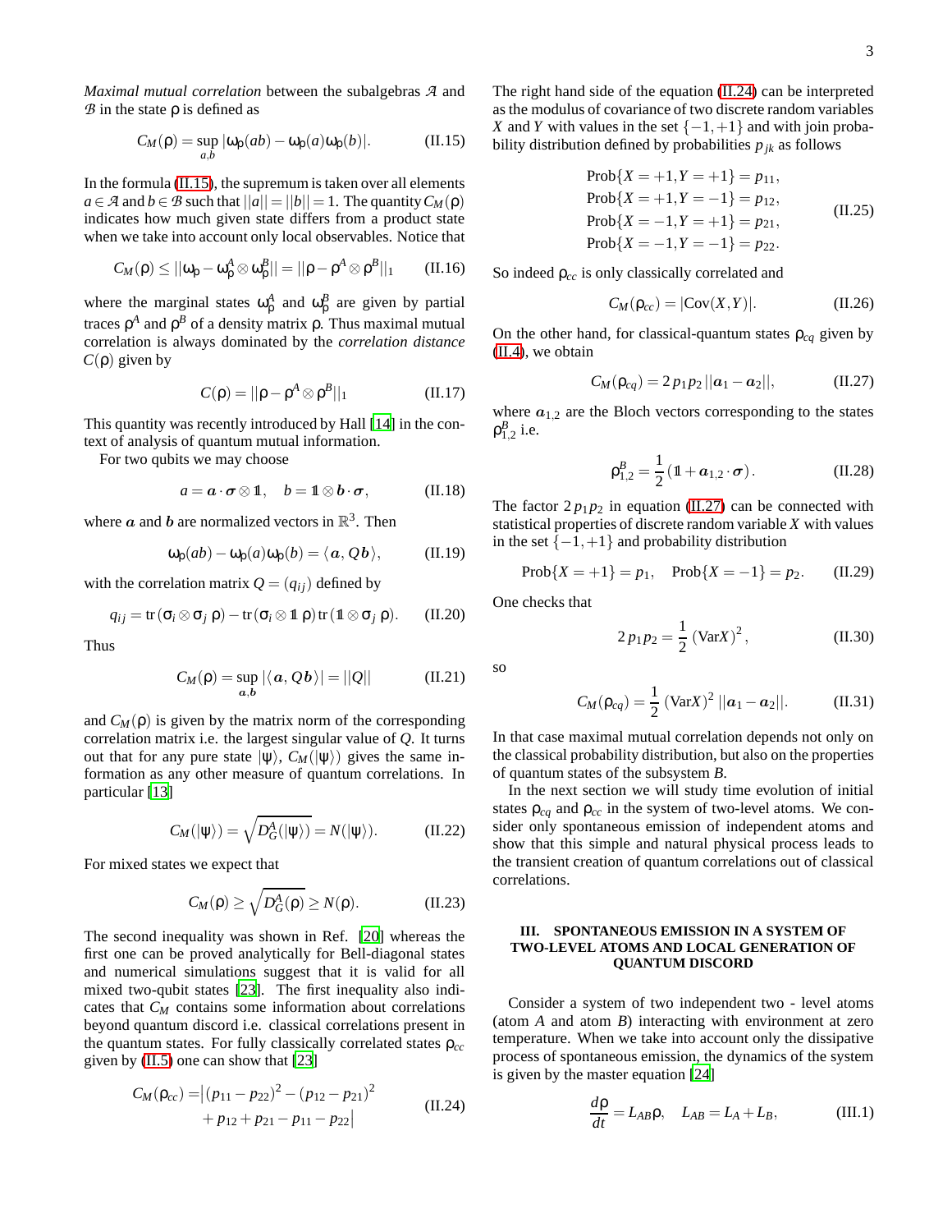*Maximal mutual correlation* between the subalgebras $\mathcal{A}$ and $\mathcal{B}$ in the state $\rho$ is defined as

$$C_M(\rho) = \sup_{a,b} |\omega_\rho(ab) - \omega_\rho(a)\omega_\rho(b)|. \tag{II.15}$$

In the formula (II.15), the supremum is taken over all elements $a \in \mathcal{A}$ and $b \in \mathcal{B}$ such that $||a|| = ||b|| = 1$. The quantity $C_M(\rho)$ indicates how much given state differs from a product state when we take into account only local observables. Notice that

$$C_M(\rho) \leq ||\omega_\rho - \omega_\rho^A \otimes \omega_\rho^B|| = ||\rho - \rho^A \otimes \rho^B||_1 \tag{II.16}$$

where the marginal states $\omega_\rho^A$ and $\omega_\rho^B$ are given by partial traces $\rho^A$ and $\rho^B$ of a density matrix $\rho$. Thus maximal mutual correlation is always dominated by the *correlation distance* $C(\rho)$ given by

$$C(\rho) = ||\rho - \rho^A \otimes \rho^B||_1 \tag{II.17}$$

This quantity was recently introduced by Hall [14] in the context of analysis of quantum mutual information.

For two qubits we may choose

$$a = \boldsymbol{a}\cdot\boldsymbol{\sigma}\otimes\mathbb{1}, \quad b = \mathbb{1}\otimes\boldsymbol{b}\cdot\boldsymbol{\sigma}, \tag{II.18}$$

where $\boldsymbol{a}$ and $\boldsymbol{b}$ are normalized vectors in $\mathbb{R}^3$. Then

$$\omega_\rho(ab) - \omega_\rho(a)\omega_\rho(b) = \langle \boldsymbol{a}, Q\boldsymbol{b}\rangle, \tag{II.19}$$

with the correlation matrix $Q = (q_{ij})$ defined by

$$q_{ij} = \mathrm{tr}(\sigma_i\otimes\sigma_j\,\rho) - \mathrm{tr}(\sigma_i\otimes\mathbb{1}\,\rho)\,\mathrm{tr}(\mathbb{1}\otimes\sigma_j\,\rho). \tag{II.20}$$

Thus

$$C_M(\rho) = \sup_{\boldsymbol{a},\boldsymbol{b}} |\langle \boldsymbol{a}, Q\boldsymbol{b}\rangle| = ||Q|| \tag{II.21}$$

and $C_M(\rho)$ is given by the matrix norm of the corresponding correlation matrix i.e. the largest singular value of $Q$. It turns out that for any pure state $|\psi\rangle$, $C_M(|\psi\rangle)$ gives the same information as any other measure of quantum correlations. In particular [13]

$$C_M(|\psi\rangle) = \sqrt{D_G^A(|\psi\rangle)} = N(|\psi\rangle). \tag{II.22}$$

For mixed states we expect that

$$C_M(\rho) \geq \sqrt{D_G^A(\rho)} \geq N(\rho). \tag{II.23}$$

The second inequality was shown in Ref. [20] whereas the first one can be proved analytically for Bell-diagonal states and numerical simulations suggest that it is valid for all mixed two-qubit states [23]. The first inequality also indicates that $C_M$ contains some information about correlations beyond quantum discord i.e. classical correlations present in the quantum states. For fully classically correlated states $\rho_{cc}$ given by (II.5) one can show that [23]

$$\begin{aligned} C_M(\rho_{cc}) = \big|&(p_{11}-p_{22})^2 - (p_{12}-p_{21})^2 \\ &+ p_{12}+p_{21}-p_{11}-p_{22}\big| \end{aligned} \tag{II.24}$$

The right hand side of the equation (II.24) can be interpreted as the modulus of covariance of two discrete random variables $X$ and $Y$ with values in the set $\{-1,+1\}$ and with join probability distribution defined by probabilities $p_{jk}$ as follows

$$\begin{aligned} &\mathrm{Prob}\{X=+1, Y=+1\} = p_{11}, \\ &\mathrm{Prob}\{X=+1, Y=-1\} = p_{12}, \\ &\mathrm{Prob}\{X=-1, Y=+1\} = p_{21}, \\ &\mathrm{Prob}\{X=-1, Y=-1\} = p_{22}. \end{aligned} \tag{II.25}$$

So indeed $\rho_{cc}$ is only classically correlated and

$$C_M(\rho_{cc}) = |\mathrm{Cov}(X,Y)|. \tag{II.26}$$

On the other hand, for classical-quantum states $\rho_{cq}$ given by (II.4), we obtain

$$C_M(\rho_{cq}) = 2\,p_1p_2\,||\boldsymbol{a}_1 - \boldsymbol{a}_2||, \tag{II.27}$$

where $\boldsymbol{a}_{1,2}$ are the Bloch vectors corresponding to the states $\rho_{1,2}^B$ i.e.

$$\rho_{1,2}^B = \frac{1}{2}\left(\mathbb{1} + \boldsymbol{a}_{1,2}\cdot\boldsymbol{\sigma}\right). \tag{II.28}$$

The factor $2\,p_1p_2$ in equation (II.27) can be connected with statistical properties of discrete random variable $X$ with values in the set $\{-1,+1\}$ and probability distribution

$$\mathrm{Prob}\{X=+1\} = p_1, \quad \mathrm{Prob}\{X=-1\} = p_2. \tag{II.29}$$

One checks that

$$2\,p_1p_2 = \frac{1}{2}\left(\mathrm{Var}X\right)^2, \tag{II.30}$$

so

$$C_M(\rho_{cq}) = \frac{1}{2}\left(\mathrm{Var}X\right)^2 ||\boldsymbol{a}_1 - \boldsymbol{a}_2||. \tag{II.31}$$

In that case maximal mutual correlation depends not only on the classical probability distribution, but also on the properties of quantum states of the subsystem $B$.

In the next section we will study time evolution of initial states $\rho_{cq}$ and $\rho_{cc}$ in the system of two-level atoms. We consider only spontaneous emission of independent atoms and show that this simple and natural physical process leads to the transient creation of quantum correlations out of classical correlations.

## III. SPONTANEOUS EMISSION IN A SYSTEM OF TWO-LEVEL ATOMS AND LOCAL GENERATION OF QUANTUM DISCORD

Consider a system of two independent two - level atoms (atom $A$ and atom $B$) interacting with environment at zero temperature. When we take into account only the dissipative process of spontaneous emission, the dynamics of the system is given by the master equation [24]

$$\frac{d\rho}{dt} = L_{AB}\rho, \quad L_{AB} = L_A + L_B, \tag{III.1}$$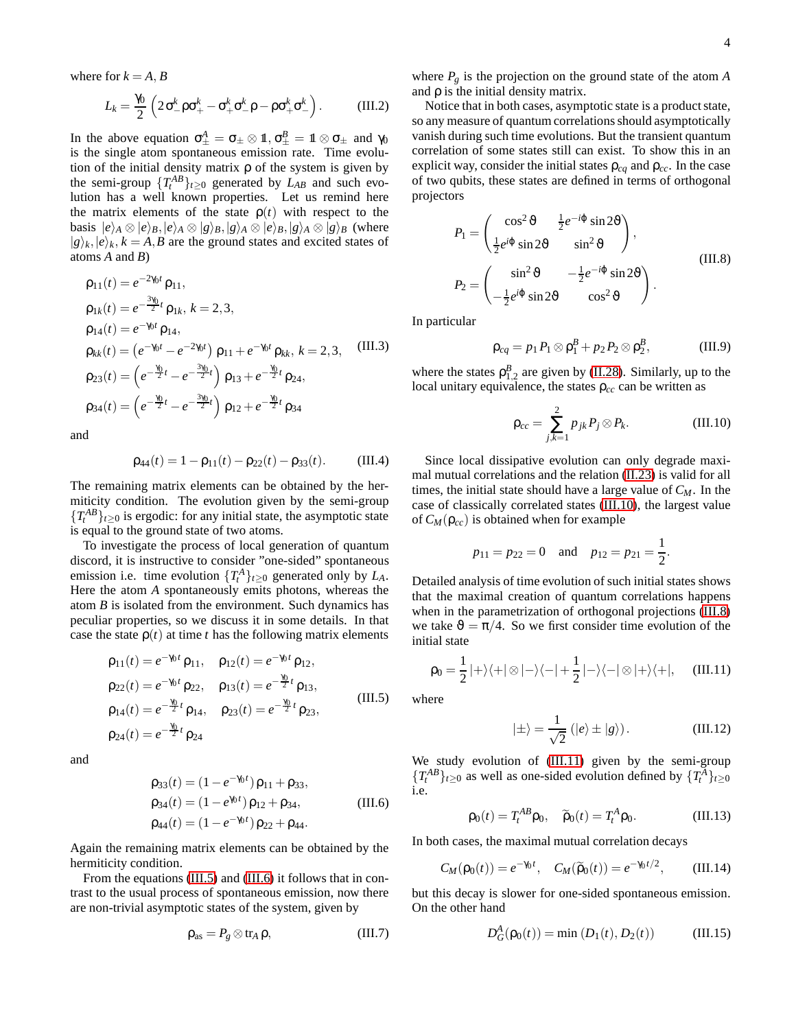where for $k = A, B$

$$L_k = \frac{\gamma_0}{2}\left(2\sigma_-^k \rho \sigma_+^k - \sigma_+^k \sigma_-^k \rho - \rho \sigma_+^k \sigma_-^k\right). \tag{III.2}$$

In the above equation $\sigma_\pm^A = \sigma_\pm \otimes \mathbb{1}$, $\sigma_\pm^B = \mathbb{1} \otimes \sigma_\pm$ and $\gamma_0$ is the single atom spontaneous emission rate. Time evolution of the initial density matrix $\rho$ of the system is given by the semi-group $\{T_t^{AB}\}_{t\geq 0}$ generated by $L_{AB}$ and such evolution has a well known properties. Let us remind here the matrix elements of the state $\rho(t)$ with respect to the basis $|e\rangle_A \otimes |e\rangle_B, |e\rangle_A \otimes |g\rangle_B, |g\rangle_A \otimes |e\rangle_B, |g\rangle_A \otimes |g\rangle_B$ (where $|g\rangle_k, |e\rangle_k, k = A, B$ are the ground states and excited states of atoms $A$ and $B$)

$$\begin{aligned}
\rho_{11}(t) &= e^{-2\gamma_0 t}\,\rho_{11},\\
\rho_{1k}(t) &= e^{-\frac{3\gamma_0}{2}t}\,\rho_{1k},\; k = 2,3,\\
\rho_{14}(t) &= e^{-\gamma_0 t}\,\rho_{14},\\
\rho_{kk}(t) &= \left(e^{-\gamma_0 t} - e^{-2\gamma_0 t}\right)\rho_{11} + e^{-\gamma_0 t}\,\rho_{kk},\; k = 2,3,\\
\rho_{23}(t) &= \left(e^{-\frac{\gamma_0}{2}t} - e^{-\frac{3\gamma_0}{2}t}\right)\rho_{13} + e^{-\frac{\gamma_0}{2}t}\,\rho_{24},\\
\rho_{34}(t) &= \left(e^{-\frac{\gamma_0}{2}t} - e^{-\frac{3\gamma_0}{2}t}\right)\rho_{12} + e^{-\frac{\gamma_0}{2}t}\,\rho_{34}
\end{aligned} \tag{III.3}$$

and

$$\rho_{44}(t) = 1 - \rho_{11}(t) - \rho_{22}(t) - \rho_{33}(t). \tag{III.4}$$

The remaining matrix elements can be obtained by the hermiticity condition. The evolution given by the semi-group $\{T_t^{AB}\}_{t\geq 0}$ is ergodic: for any initial state, the asymptotic state is equal to the ground state of two atoms.

To investigate the process of local generation of quantum discord, it is instructive to consider "one-sided" spontaneous emission i.e. time evolution $\{T_t^A\}_{t\geq 0}$ generated only by $L_A$. Here the atom $A$ spontaneously emits photons, whereas the atom $B$ is isolated from the environment. Such dynamics has peculiar properties, so we discuss it in some details. In that case the state $\rho(t)$ at time $t$ has the following matrix elements

$$\begin{aligned}
\rho_{11}(t) &= e^{-\gamma_0 t}\,\rho_{11}, & \rho_{12}(t) &= e^{-\gamma_0 t}\,\rho_{12},\\
\rho_{22}(t) &= e^{-\gamma_0 t}\,\rho_{22}, & \rho_{13}(t) &= e^{-\frac{\gamma_0}{2}t}\,\rho_{13},\\
\rho_{14}(t) &= e^{-\frac{\gamma_0}{2}t}\,\rho_{14}, & \rho_{23}(t) &= e^{-\frac{\gamma_0}{2}t}\,\rho_{23},\\
\rho_{24}(t) &= e^{-\frac{\gamma_0}{2}t}\,\rho_{24} & &
\end{aligned} \tag{III.5}$$

and

$$\begin{aligned}
\rho_{33}(t) &= (1 - e^{-\gamma_0 t})\,\rho_{11} + \rho_{33},\\
\rho_{34}(t) &= (1 - e^{\gamma_0 t})\,\rho_{12} + \rho_{34},\\
\rho_{44}(t) &= (1 - e^{-\gamma_0 t})\,\rho_{22} + \rho_{44}.
\end{aligned} \tag{III.6}$$

Again the remaining matrix elements can be obtained by the hermiticity condition.

From the equations (III.5) and (III.6) it follows that in contrast to the usual process of spontaneous emission, now there are non-trivial asymptotic states of the system, given by

$$\rho_{\text{as}} = P_g \otimes \text{tr}_A\,\rho, \tag{III.7}$$

where $P_g$ is the projection on the ground state of the atom $A$ and $\rho$ is the initial density matrix.

Notice that in both cases, asymptotic state is a product state, so any measure of quantum correlations should asymptotically vanish during such time evolutions. But the transient quantum correlation of some states still can exist. To show this in an explicit way, consider the initial states $\rho_{cq}$ and $\rho_{cc}$. In the case of two qubits, these states are defined in terms of orthogonal projectors

$$\begin{aligned}
P_1 &= \begin{pmatrix} \cos^2\vartheta & \frac{1}{2}e^{-i\phi}\sin 2\vartheta \\ \frac{1}{2}e^{i\phi}\sin 2\vartheta & \sin^2\vartheta \end{pmatrix},\\
P_2 &= \begin{pmatrix} \sin^2\vartheta & -\frac{1}{2}e^{-i\phi}\sin 2\vartheta \\ -\frac{1}{2}e^{i\phi}\sin 2\vartheta & \cos^2\vartheta \end{pmatrix}.
\end{aligned} \tag{III.8}$$

In particular

$$\rho_{cq} = p_1 P_1 \otimes \rho_1^B + p_2 P_2 \otimes \rho_2^B, \tag{III.9}$$

where the states $\rho_{1,2}^B$ are given by (II.28). Similarly, up to the local unitary equivalence, the states $\rho_{cc}$ can be written as

$$\rho_{cc} = \sum_{j,k=1}^{2} p_{jk} P_j \otimes P_k. \tag{III.10}$$

Since local dissipative evolution can only degrade maximal mutual correlations and the relation (II.23) is valid for all times, the initial state should have a large value of $C_M$. In the case of classically correlated states (III.10), the largest value of $C_M(\rho_{cc})$ is obtained when for example

$$p_{11} = p_{22} = 0 \quad \text{and} \quad p_{12} = p_{21} = \frac{1}{2}.$$

Detailed analysis of time evolution of such initial states shows that the maximal creation of quantum correlations happens when in the parametrization of orthogonal projections (III.8) we take $\vartheta = \pi/4$. So we first consider time evolution of the initial state

$$\rho_0 = \frac{1}{2}|+\rangle\langle+| \otimes |-\rangle\langle-| + \frac{1}{2}|-\rangle\langle-| \otimes |+\rangle\langle+|, \tag{III.11}$$

where

$$|\pm\rangle = \frac{1}{\sqrt{2}}\left(|e\rangle \pm |g\rangle\right). \tag{III.12}$$

We study evolution of (III.11) given by the semi-group $\{T_t^{AB}\}_{t\geq 0}$ as well as one-sided evolution defined by $\{T_t^A\}_{t\geq 0}$ i.e.

$$\rho_0(t) = T_t^{AB}\rho_0, \quad \widetilde{\rho}_0(t) = T_t^A\rho_0. \tag{III.13}$$

In both cases, the maximal mutual correlation decays

$$C_M(\rho_0(t)) = e^{-\gamma_0 t}, \quad C_M(\widetilde{\rho}_0(t)) = e^{-\gamma_0 t/2}, \tag{III.14}$$

but this decay is slower for one-sided spontaneous emission. On the other hand

$$D_G^A(\rho_0(t)) = \min\left(D_1(t), D_2(t)\right) \tag{III.15}$$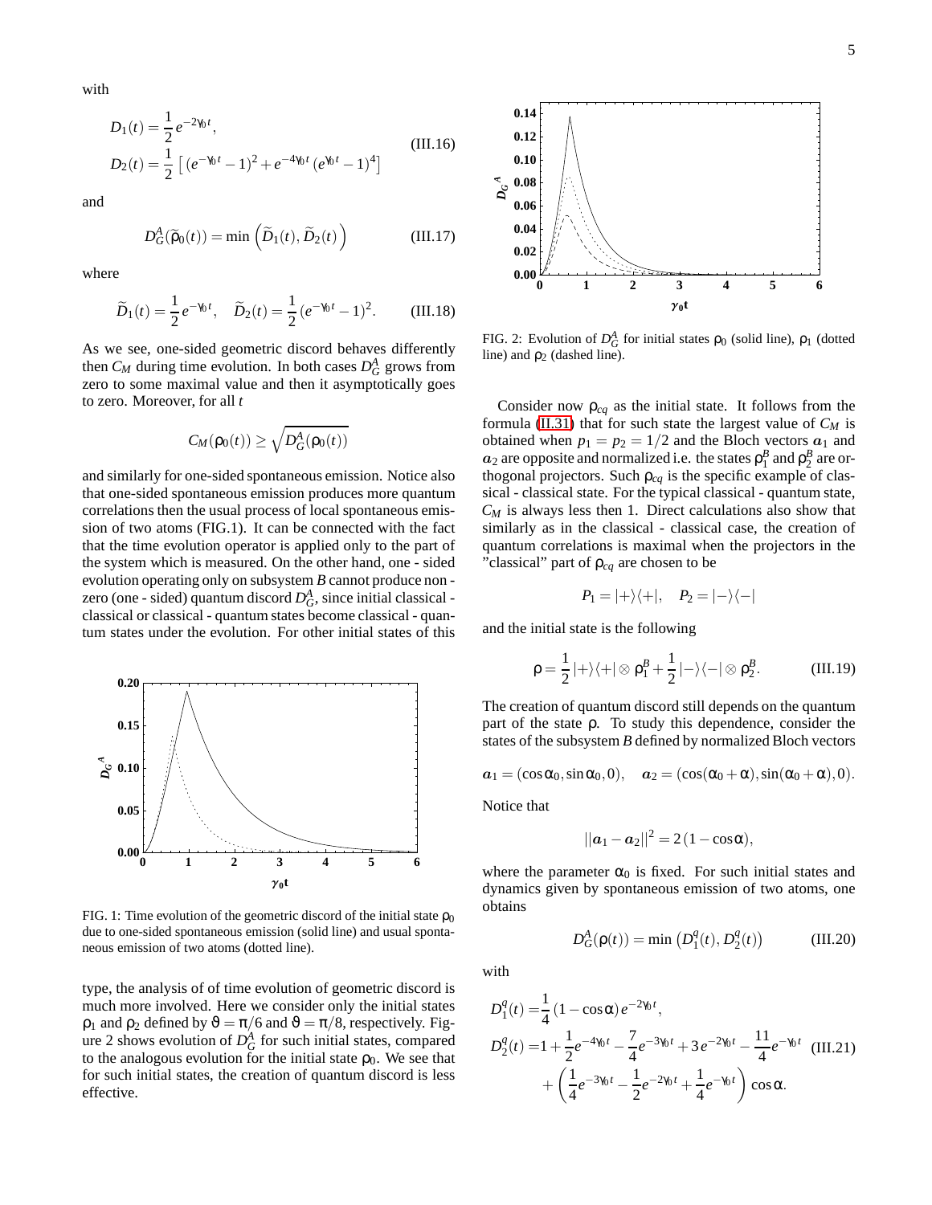with

$$
\begin{aligned}
D_1(t) &= \frac{1}{2}\, e^{-2\gamma_0 t}, \\
D_2(t) &= \frac{1}{2}\left[\, (e^{-\gamma_0 t}-1)^2 + e^{-4\gamma_0 t}\,(e^{\gamma_0 t}-1)^4 \right]
\end{aligned}
\tag{III.16}
$$

and

$$
D_G^A(\widetilde{\rho}_0(t)) = \min\left(\widetilde{D}_1(t), \widetilde{D}_2(t)\right) \tag{III.17}
$$

where

$$
\widetilde{D}_1(t) = \frac{1}{2}\, e^{-\gamma_0 t}, \quad \widetilde{D}_2(t) = \frac{1}{2}\,(e^{-\gamma_0 t}-1)^2. \tag{III.18}
$$

As we see, one-sided geometric discord behaves differently then $C_M$ during time evolution. In both cases $D_G^A$ grows from zero to some maximal value and then it asymptotically goes to zero. Moreover, for all $t$

$$
C_M(\rho_0(t)) \geq \sqrt{D_G^A(\rho_0(t))}
$$

and similarly for one-sided spontaneous emission. Notice also that one-sided spontaneous emission produces more quantum correlations then the usual process of local spontaneous emission of two atoms (FIG.1). It can be connected with the fact that the time evolution operator is applied only to the part of the system which is measured. On the other hand, one - sided evolution operating only on subsystem $B$ cannot produce non - zero (one - sided) quantum discord $D_G^A$, since initial classical - classical or classical - quantum states become classical - quantum states under the evolution. For other initial states of this type, the analysis of of time evolution of geometric discord is much more involved. Here we consider only the initial states $\rho_1$ and $\rho_2$ defined by $\vartheta = \pi/6$ and $\vartheta = \pi/8$, respectively. Figure 2 shows evolution of $D_G^A$ for such initial states, compared to the analogous evolution for the initial state $\rho_0$. We see that for such initial states, the creation of quantum discord is less effective.

FIG. 1: Time evolution of the geometric discord of the initial state $\rho_0$ due to one-sided spontaneous emission (solid line) and usual spontaneous emission of two atoms (dotted line).

FIG. 2: Evolution of $D_G^A$ for initial states $\rho_0$ (solid line), $\rho_1$ (dotted line) and $\rho_2$ (dashed line).

Consider now $\rho_{cq}$ as the initial state. It follows from the formula (II.31) that for such state the largest value of $C_M$ is obtained when $p_1 = p_2 = 1/2$ and the Bloch vectors $\boldsymbol{a}_1$ and $\boldsymbol{a}_2$ are opposite and normalized i.e. the states $\rho_1^B$ and $\rho_2^B$ are orthogonal projectors. Such $\rho_{cq}$ is the specific example of classical - classical state. For the typical classical - quantum state, $C_M$ is always less then 1. Direct calculations also show that similarly as in the classical - classical case, the creation of quantum correlations is maximal when the projectors in the "classical" part of $\rho_{cq}$ are chosen to be

$$
P_1 = |+\rangle\langle +|, \quad P_2 = |-\rangle\langle -|
$$

and the initial state is the following

$$
\rho = \frac{1}{2}\,|+\rangle\langle +| \otimes \rho_1^B + \frac{1}{2}\,|-\rangle\langle -| \otimes \rho_2^B. \tag{III.19}
$$

The creation of quantum discord still depends on the quantum part of the state $\rho$. To study this dependence, consider the states of the subsystem $B$ defined by normalized Bloch vectors

$$
\boldsymbol{a}_1 = (\cos\alpha_0, \sin\alpha_0, 0), \quad \boldsymbol{a}_2 = (\cos(\alpha_0+\alpha), \sin(\alpha_0+\alpha), 0).
$$

Notice that

$$
||\boldsymbol{a}_1 - \boldsymbol{a}_2||^2 = 2\,(1-\cos\alpha),
$$

where the parameter $\alpha_0$ is fixed. For such initial states and dynamics given by spontaneous emission of two atoms, one obtains

$$
D_G^A(\rho(t)) = \min\left(D_1^q(t), D_2^q(t)\right) \tag{III.20}
$$

with

$$
\begin{aligned}
D_1^q(t) =& \frac{1}{4}\,(1-\cos\alpha)\, e^{-2\gamma_0 t}, \\
D_2^q(t) =& 1 + \frac{1}{2} e^{-4\gamma_0 t} - \frac{7}{4} e^{-3\gamma_0 t} + 3\, e^{-2\gamma_0 t} - \frac{11}{4} e^{-\gamma_0 t} \\
&+ \left(\frac{1}{4} e^{-3\gamma_0 t} - \frac{1}{2} e^{-2\gamma_0 t} + \frac{1}{4} e^{-\gamma_0 t}\right) \cos\alpha.
\end{aligned}
\tag{III.21}
$$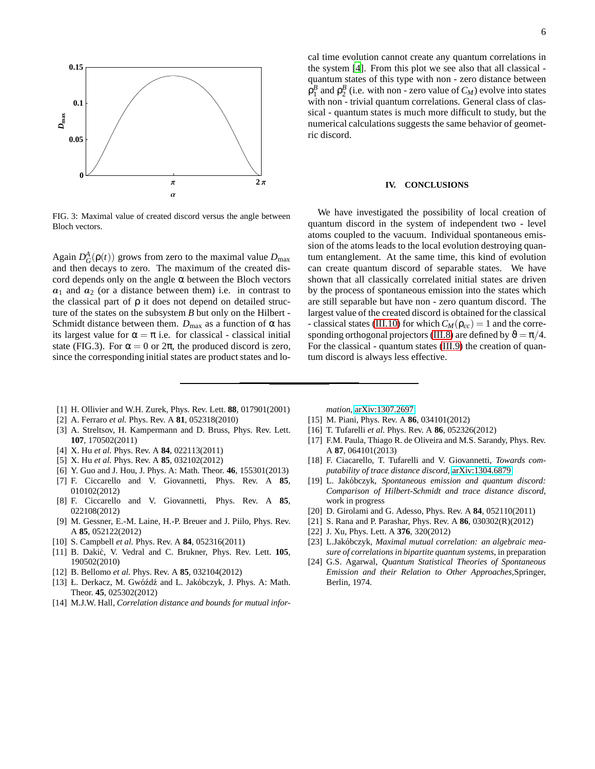0.15
0.1
0.05
0
$D_{\max}$
$\pi$
$2\pi$
$\alpha$

FIG. 3: Maximal value of created discord versus the angle between Bloch vectors.

Again $D_G^A(\rho(t))$ grows from zero to the maximal value $D_{\max}$ and then decays to zero. The maximum of the created discord depends only on the angle $\alpha$ between the Bloch vectors $\boldsymbol{a}_1$ and $\boldsymbol{a}_2$ (or a distance between them) i.e. in contrast to the classical part of $\rho$ it does not depend on detailed structure of the states on the subsystem $B$ but only on the Hilbert - Schmidt distance between them. $D_{\max}$ as a function of $\alpha$ has its largest value for $\alpha = \pi$ i.e. for classical - classical initial state (FIG.3). For $\alpha = 0$ or $2\pi$, the produced discord is zero, since the corresponding initial states are product states and local time evolution cannot create any quantum correlations in the system [4]. From this plot we see also that all classical - quantum states of this type with non - zero distance between $\rho_1^B$ and $\rho_2^B$ (i.e. with non - zero value of $C_M$) evolve into states with non - trivial quantum correlations. General class of classical - quantum states is much more difficult to study, but the numerical calculations suggests the same behavior of geometric discord.

## IV. CONCLUSIONS

We have investigated the possibility of local creation of quantum discord in the system of independent two - level atoms coupled to the vacuum. Individual spontaneous emission of the atoms leads to the local evolution destroying quantum entanglement. At the same time, this kind of evolution can create quantum discord of separable states. We have shown that all classically correlated initial states are driven by the process of spontaneous emission into the states which are still separable but have non - zero quantum discord. The largest value of the created discord is obtained for the classical - classical states (III.10) for which $C_M(\rho_{cc}) = 1$ and the corresponding orthogonal projectors (III.8) are defined by $\vartheta = \pi/4$. For the classical - quantum states (III.9) the creation of quantum discord is always less effective.

---

[1] H. Ollivier and W.H. Zurek, Phys. Rev. Lett. **88**, 017901(2001)
[2] A. Ferraro *et al.* Phys. Rev. A **81**, 052318(2010)
[3] A. Streltsov, H. Kampermann and D. Bruss, Phys. Rev. Lett. **107**, 170502(2011)
[4] X. Hu *et al.* Phys. Rev. A **84**, 022113(2011)
[5] X. Hu *et al.* Phys. Rev. A **85**, 032102(2012)
[6] Y. Guo and J. Hou, J. Phys. A: Math. Theor. **46**, 155301(2013)
[7] F. Ciccarello and V. Giovannetti, Phys. Rev. A **85**, 010102(2012)
[8] F. Ciccarello and V. Giovannetti, Phys. Rev. A **85**, 022108(2012)
[9] M. Gessner, E.-M. Laine, H.-P. Breuer and J. Piilo, Phys. Rev. A **85**, 052122(2012)
[10] S. Campbell *et al.* Phys. Rev. A **84**, 052316(2011)
[11] B. Dakić, V. Vedral and C. Brukner, Phys. Rev. Lett. **105**, 190502(2010)
[12] B. Bellomo *et al.* Phys. Rev. A **85**, 032104(2012)
[13] Ł. Derkacz, M. Gwóźdź and L. Jakóbczyk, J. Phys. A: Math. Theor. **45**, 025302(2012)
[14] M.J.W. Hall, *Correlation distance and bounds for mutual information*, arXiv:1307.2697
[15] M. Piani, Phys. Rev. A **86**, 034101(2012)
[16] T. Tufarelli *et al.* Phys. Rev. A **86**, 052326(2012)
[17] F.M. Paula, Thiago R. de Oliveira and M.S. Sarandy, Phys. Rev. A **87**, 064101(2013)
[18] F. Ciacarello, T. Tufarelli and V. Giovannetti, *Towards computability of trace distance discord*, arXiv:1304.6879
[19] L. Jakóbczyk, *Spontaneous emission and quantum discord: Comparison of Hilbert-Schmidt and trace distance discord*, work in progress
[20] D. Girolami and G. Adesso, Phys. Rev. A **84**, 052110(2011)
[21] S. Rana and P. Parashar, Phys. Rev. A **86**, 030302(R)(2012)
[22] J. Xu, Phys. Lett. A **376**, 320(2012)
[23] L.Jakóbczyk, *Maximal mutual correlation: an algebraic measure of correlations in bipartite quantum systems*, in preparation
[24] G.S. Agarwal, *Quantum Statistical Theories of Spontaneous Emission and their Relation to Other Approaches*,Springer, Berlin, 1974.